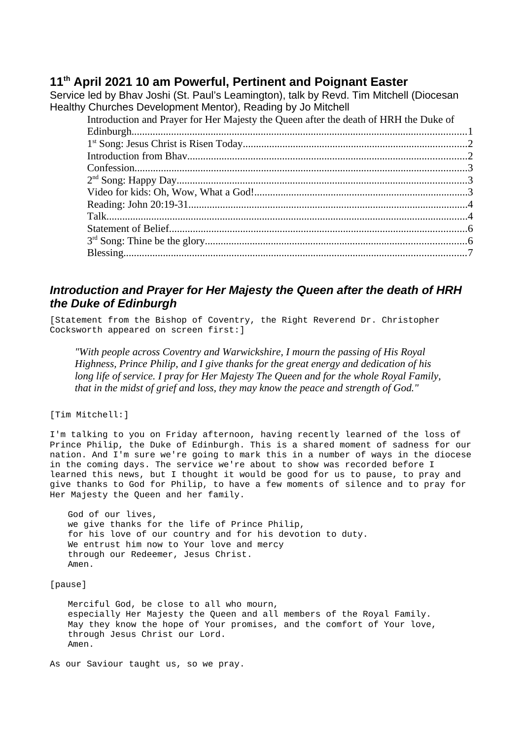# 11th April 2021 10 am Powerful, Pertinent and Poignant Easter

Service led by Bhav Joshi (St. Paul's Leamington), talk by Revd. Tim Mitchell (Diocesan Healthy Churches Development Mentor), Reading by Jo Mitchell

- Introduction and Prayer for Her Majesty the Queen after the death of HRH the Duke of Edinburgh....1
- 1st Song: Jesus Christ is Risen Today....2
- Introduction from Bhav....2
- Confession....3
- 2nd Song: Happy Day....3
- Video for kids: Oh, Wow, What a God!....3
- Reading: John 20:19-31....4
- Talk....4
- Statement of Belief....6
- 3rd Song: Thine be the glory....6
- Blessing....7

## *Introduction and Prayer for Her Majesty the Queen after the death of HRH the Duke of Edinburgh*

[Statement from the Bishop of Coventry, the Right Reverend Dr. Christopher Cocksworth appeared on screen first:]

> *"With people across Coventry and Warwickshire, I mourn the passing of His Royal Highness, Prince Philip, and I give thanks for the great energy and dedication of his long life of service. I pray for Her Majesty The Queen and for the whole Royal Family, that in the midst of grief and loss, they may know the peace and strength of God."*

[Tim Mitchell:]

I'm talking to you on Friday afternoon, having recently learned of the loss of Prince Philip, the Duke of Edinburgh. This is a shared moment of sadness for our nation. And I'm sure we're going to mark this in a number of ways in the diocese in the coming days. The service we're about to show was recorded before I learned this news, but I thought it would be good for us to pause, to pray and give thanks to God for Philip, to have a few moments of silence and to pray for Her Majesty the Queen and her family.

God of our lives,  
we give thanks for the life of Prince Philip,  
for his love of our country and for his devotion to duty.  
We entrust him now to Your love and mercy  
through our Redeemer, Jesus Christ.  
Amen.

[pause]

Merciful God, be close to all who mourn,  
especially Her Majesty the Queen and all members of the Royal Family.  
May they know the hope of Your promises, and the comfort of Your love,  
through Jesus Christ our Lord.  
Amen.

As our Saviour taught us, so we pray.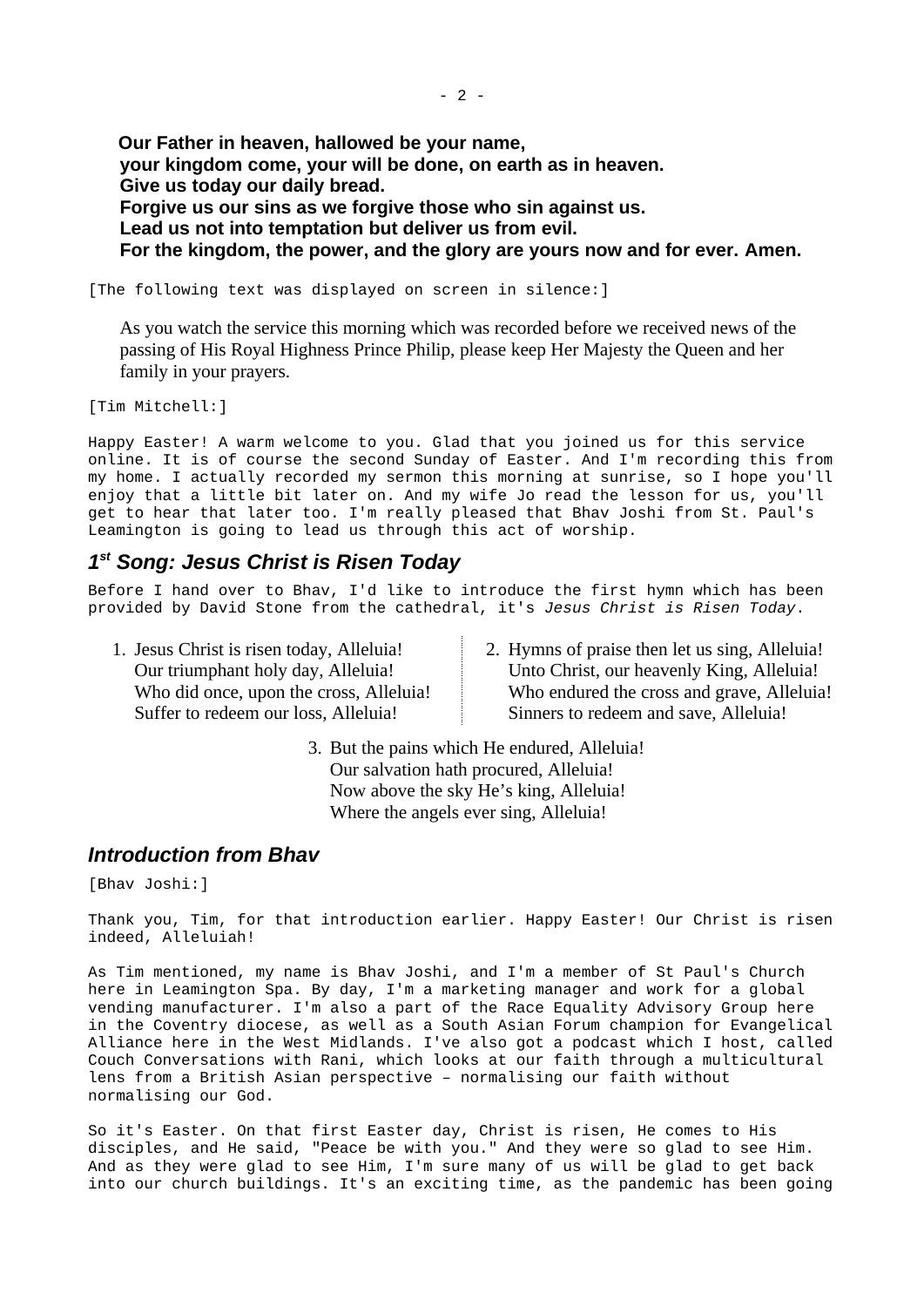**Our Father in heaven, hallowed be your name,**
**your kingdom come, your will be done, on earth as in heaven.**
**Give us today our daily bread.**
**Forgive us our sins as we forgive those who sin against us.**
**Lead us not into temptation but deliver us from evil.**
**For the kingdom, the power, and the glory are yours now and for ever. Amen.**

[The following text was displayed on screen in silence:]

As you watch the service this morning which was recorded before we received news of the passing of His Royal Highness Prince Philip, please keep Her Majesty the Queen and her family in your prayers.

[Tim Mitchell:]

Happy Easter! A warm welcome to you. Glad that you joined us for this service online. It is of course the second Sunday of Easter. And I'm recording this from my home. I actually recorded my sermon this morning at sunrise, so I hope you'll enjoy that a little bit later on. And my wife Jo read the lesson for us, you'll get to hear that later too. I'm really pleased that Bhav Joshi from St. Paul's Leamington is going to lead us through this act of worship.

## *1st Song: Jesus Christ is Risen Today*

Before I hand over to Bhav, I'd like to introduce the first hymn which has been provided by David Stone from the cathedral, it's *Jesus Christ is Risen Today*.

1. Jesus Christ is risen today, Alleluia!
   Our triumphant holy day, Alleluia!
   Who did once, upon the cross, Alleluia!
   Suffer to redeem our loss, Alleluia!

2. Hymns of praise then let us sing, Alleluia!
   Unto Christ, our heavenly King, Alleluia!
   Who endured the cross and grave, Alleluia!
   Sinners to redeem and save, Alleluia!

3. But the pains which He endured, Alleluia!
   Our salvation hath procured, Alleluia!
   Now above the sky He's king, Alleluia!
   Where the angels ever sing, Alleluia!

## *Introduction from Bhav*

[Bhav Joshi:]

Thank you, Tim, for that introduction earlier. Happy Easter! Our Christ is risen indeed, Alleluiah!

As Tim mentioned, my name is Bhav Joshi, and I'm a member of St Paul's Church here in Leamington Spa. By day, I'm a marketing manager and work for a global vending manufacturer. I'm also a part of the Race Equality Advisory Group here in the Coventry diocese, as well as a South Asian Forum champion for Evangelical Alliance here in the West Midlands. I've also got a podcast which I host, called Couch Conversations with Rani, which looks at our faith through a multicultural lens from a British Asian perspective – normalising our faith without normalising our God.

So it's Easter. On that first Easter day, Christ is risen, He comes to His disciples, and He said, "Peace be with you." And they were so glad to see Him. And as they were glad to see Him, I'm sure many of us will be glad to get back into our church buildings. It's an exciting time, as the pandemic has been going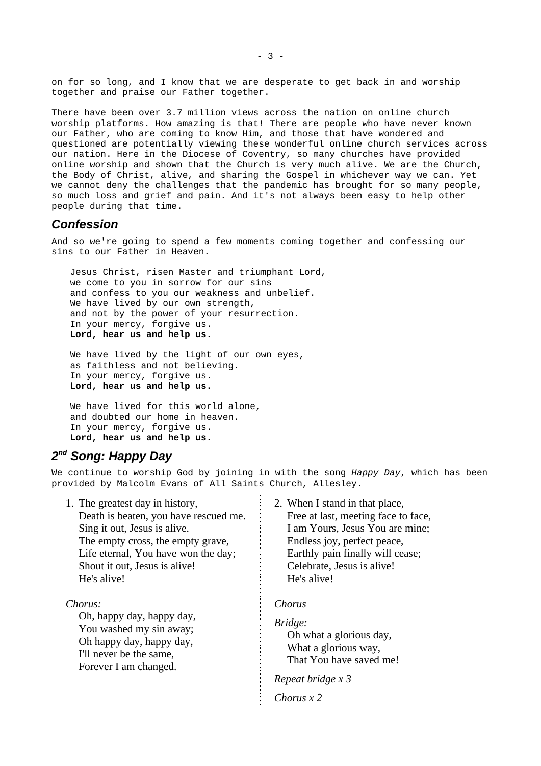on for so long, and I know that we are desperate to get back in and worship together and praise our Father together.

There have been over 3.7 million views across the nation on online church worship platforms. How amazing is that! There are people who have never known our Father, who are coming to know Him, and those that have wondered and questioned are potentially viewing these wonderful online church services across our nation. Here in the Diocese of Coventry, so many churches have provided online worship and shown that the Church is very much alive. We are the Church, the Body of Christ, alive, and sharing the Gospel in whichever way we can. Yet we cannot deny the challenges that the pandemic has brought for so many people, so much loss and grief and pain. And it's not always been easy to help other people during that time.

## Confession

And so we're going to spend a few moments coming together and confessing our sins to our Father in Heaven.

> Jesus Christ, risen Master and triumphant Lord,
> we come to you in sorrow for our sins
> and confess to you our weakness and unbelief.
> We have lived by our own strength,
> and not by the power of your resurrection.
> In your mercy, forgive us.
> **Lord, hear us and help us.**
>
> We have lived by the light of our own eyes,
> as faithless and not believing.
> In your mercy, forgive us.
> **Lord, hear us and help us.**
>
> We have lived for this world alone,
> and doubted our home in heaven.
> In your mercy, forgive us.
> **Lord, hear us and help us.**

## 2nd Song: Happy Day

We continue to worship God by joining in with the song *Happy Day*, which has been provided by Malcolm Evans of All Saints Church, Allesley.

1. The greatest day in history,
   Death is beaten, you have rescued me.
   Sing it out, Jesus is alive.
   The empty cross, the empty grave,
   Life eternal, You have won the day;
   Shout it out, Jesus is alive!
   He's alive!

*Chorus:*
Oh, happy day, happy day,
You washed my sin away;
Oh happy day, happy day,
I'll never be the same,
Forever I am changed.

2. When I stand in that place,
   Free at last, meeting face to face,
   I am Yours, Jesus You are mine;
   Endless joy, perfect peace,
   Earthly pain finally will cease;
   Celebrate, Jesus is alive!
   He's alive!

*Chorus*

*Bridge:*
Oh what a glorious day,
What a glorious way,
That You have saved me!

*Repeat bridge x 3*

*Chorus x 2*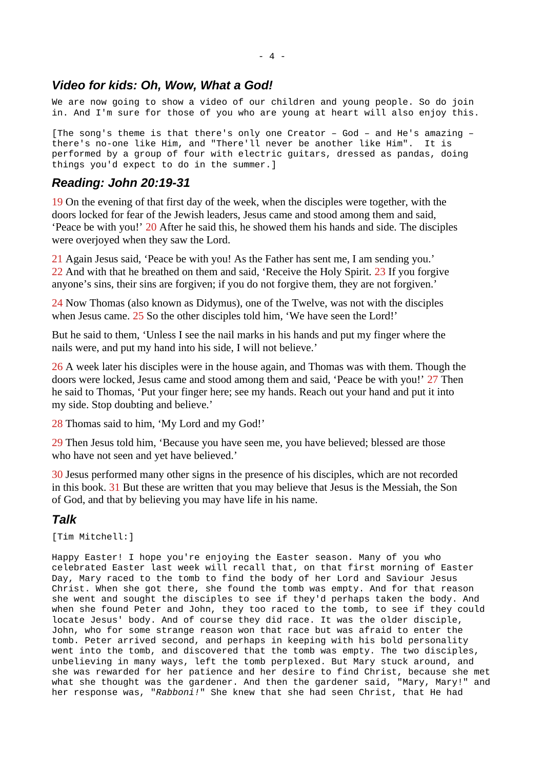## *Video for kids: Oh, Wow, What a God!*

We are now going to show a video of our children and young people. So do join in. And I'm sure for those of you who are young at heart will also enjoy this.

[The song's theme is that there's only one Creator – God – and He's amazing – there's no-one like Him, and "There'll never be another like Him". It is performed by a group of four with electric guitars, dressed as pandas, doing things you'd expect to do in the summer.]

## *Reading: John 20:19-31*

19 On the evening of that first day of the week, when the disciples were together, with the doors locked for fear of the Jewish leaders, Jesus came and stood among them and said, 'Peace be with you!' 20 After he said this, he showed them his hands and side. The disciples were overjoyed when they saw the Lord.

21 Again Jesus said, 'Peace be with you! As the Father has sent me, I am sending you.' 22 And with that he breathed on them and said, 'Receive the Holy Spirit. 23 If you forgive anyone's sins, their sins are forgiven; if you do not forgive them, they are not forgiven.'

24 Now Thomas (also known as Didymus), one of the Twelve, was not with the disciples when Jesus came. 25 So the other disciples told him, 'We have seen the Lord!'

But he said to them, 'Unless I see the nail marks in his hands and put my finger where the nails were, and put my hand into his side, I will not believe.'

26 A week later his disciples were in the house again, and Thomas was with them. Though the doors were locked, Jesus came and stood among them and said, 'Peace be with you!' 27 Then he said to Thomas, 'Put your finger here; see my hands. Reach out your hand and put it into my side. Stop doubting and believe.'

28 Thomas said to him, 'My Lord and my God!'

29 Then Jesus told him, 'Because you have seen me, you have believed; blessed are those who have not seen and yet have believed.'

30 Jesus performed many other signs in the presence of his disciples, which are not recorded in this book. 31 But these are written that you may believe that Jesus is the Messiah, the Son of God, and that by believing you may have life in his name.

## *Talk*

[Tim Mitchell:]

Happy Easter! I hope you're enjoying the Easter season. Many of you who celebrated Easter last week will recall that, on that first morning of Easter Day, Mary raced to the tomb to find the body of her Lord and Saviour Jesus Christ. When she got there, she found the tomb was empty. And for that reason she went and sought the disciples to see if they'd perhaps taken the body. And when she found Peter and John, they too raced to the tomb, to see if they could locate Jesus' body. And of course they did race. It was the older disciple, John, who for some strange reason won that race but was afraid to enter the tomb. Peter arrived second, and perhaps in keeping with his bold personality went into the tomb, and discovered that the tomb was empty. The two disciples, unbelieving in many ways, left the tomb perplexed. But Mary stuck around, and she was rewarded for her patience and her desire to find Christ, because she met what she thought was the gardener. And then the gardener said, "Mary, Mary!" and her response was, "*Rabboni!*" She knew that she had seen Christ, that He had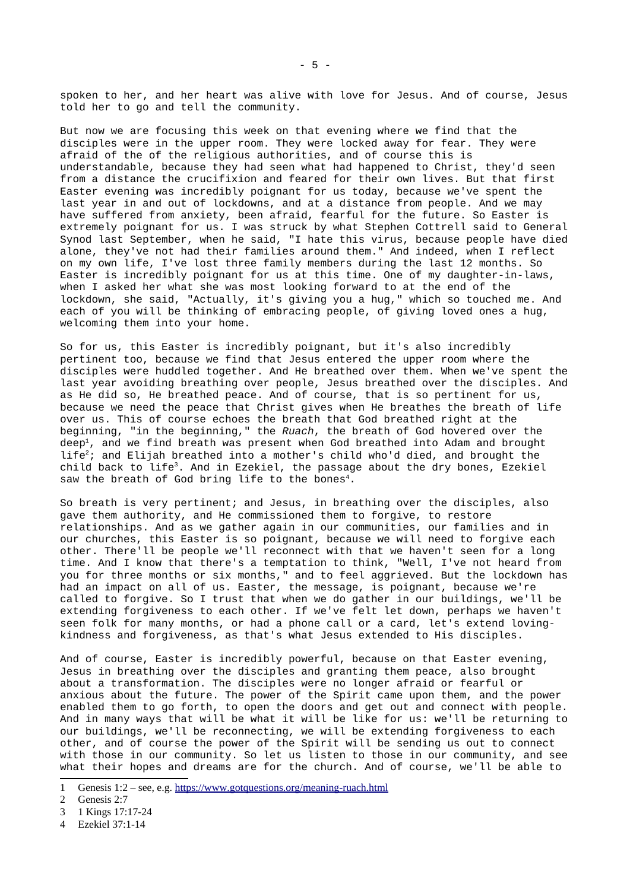spoken to her, and her heart was alive with love for Jesus. And of course, Jesus told her to go and tell the community.

But now we are focusing this week on that evening where we find that the disciples were in the upper room. They were locked away for fear. They were afraid of the of the religious authorities, and of course this is understandable, because they had seen what had happened to Christ, they'd seen from a distance the crucifixion and feared for their own lives. But that first Easter evening was incredibly poignant for us today, because we've spent the last year in and out of lockdowns, and at a distance from people. And we may have suffered from anxiety, been afraid, fearful for the future. So Easter is extremely poignant for us. I was struck by what Stephen Cottrell said to General Synod last September, when he said, "I hate this virus, because people have died alone, they've not had their families around them." And indeed, when I reflect on my own life, I've lost three family members during the last 12 months. So Easter is incredibly poignant for us at this time. One of my daughter-in-laws, when I asked her what she was most looking forward to at the end of the lockdown, she said, "Actually, it's giving you a hug," which so touched me. And each of you will be thinking of embracing people, of giving loved ones a hug, welcoming them into your home.

So for us, this Easter is incredibly poignant, but it's also incredibly pertinent too, because we find that Jesus entered the upper room where the disciples were huddled together. And He breathed over them. When we've spent the last year avoiding breathing over people, Jesus breathed over the disciples. And as He did so, He breathed peace. And of course, that is so pertinent for us, because we need the peace that Christ gives when He breathes the breath of life over us. This of course echoes the breath that God breathed right at the beginning, "in the beginning," the *Ruach*, the breath of God hovered over the deep[1], and we find breath was present when God breathed into Adam and brought life[2]; and Elijah breathed into a mother's child who'd died, and brought the child back to life[3]. And in Ezekiel, the passage about the dry bones, Ezekiel saw the breath of God bring life to the bones[4].

So breath is very pertinent; and Jesus, in breathing over the disciples, also gave them authority, and He commissioned them to forgive, to restore relationships. And as we gather again in our communities, our families and in our churches, this Easter is so poignant, because we will need to forgive each other. There'll be people we'll reconnect with that we haven't seen for a long time. And I know that there's a temptation to think, "Well, I've not heard from you for three months or six months," and to feel aggrieved. But the lockdown has had an impact on all of us. Easter, the message, is poignant, because we're called to forgive. So I trust that when we do gather in our buildings, we'll be extending forgiveness to each other. If we've felt let down, perhaps we haven't seen folk for many months, or had a phone call or a card, let's extend loving-kindness and forgiveness, as that's what Jesus extended to His disciples.

And of course, Easter is incredibly powerful, because on that Easter evening, Jesus in breathing over the disciples and granting them peace, also brought about a transformation. The disciples were no longer afraid or fearful or anxious about the future. The power of the Spirit came upon them, and the power enabled them to go forth, to open the doors and get out and connect with people. And in many ways that will be what it will be like for us: we'll be returning to our buildings, we'll be reconnecting, we will be extending forgiveness to each other, and of course the power of the Spirit will be sending us out to connect with those in our community. So let us listen to those in our community, and see what their hopes and dreams are for the church. And of course, we'll be able to

---

1 Genesis 1:2 – see, e.g. https://www.gotquestions.org/meaning-ruach.html

2 Genesis 2:7

3 1 Kings 17:17-24

4 Ezekiel 37:1-14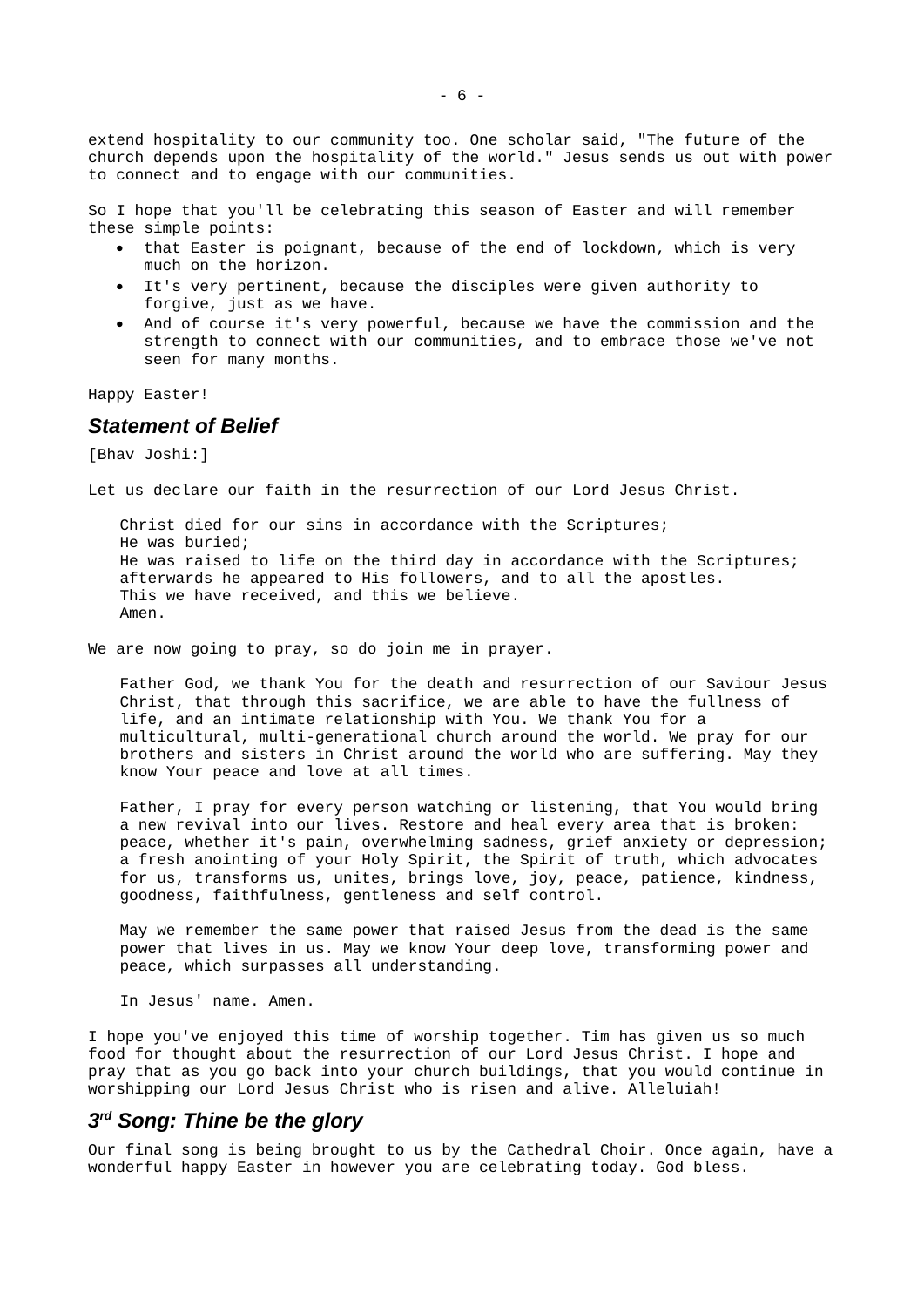extend hospitality to our community too. One scholar said, "The future of the church depends upon the hospitality of the world." Jesus sends us out with power to connect and to engage with our communities.

So I hope that you'll be celebrating this season of Easter and will remember these simple points:

- that Easter is poignant, because of the end of lockdown, which is very much on the horizon.
- It's very pertinent, because the disciples were given authority to forgive, just as we have.
- And of course it's very powerful, because we have the commission and the strength to connect with our communities, and to embrace those we've not seen for many months.

Happy Easter!

## *Statement of Belief*

[Bhav Joshi:]

Let us declare our faith in the resurrection of our Lord Jesus Christ.

> Christ died for our sins in accordance with the Scriptures;
> He was buried;
> He was raised to life on the third day in accordance with the Scriptures;
> afterwards he appeared to His followers, and to all the apostles.
> This we have received, and this we believe.
> Amen.

We are now going to pray, so do join me in prayer.

> Father God, we thank You for the death and resurrection of our Saviour Jesus Christ, that through this sacrifice, we are able to have the fullness of life, and an intimate relationship with You. We thank You for a multicultural, multi-generational church around the world. We pray for our brothers and sisters in Christ around the world who are suffering. May they know Your peace and love at all times.
>
> Father, I pray for every person watching or listening, that You would bring a new revival into our lives. Restore and heal every area that is broken: peace, whether it's pain, overwhelming sadness, grief anxiety or depression; a fresh anointing of your Holy Spirit, the Spirit of truth, which advocates for us, transforms us, unites, brings love, joy, peace, patience, kindness, goodness, faithfulness, gentleness and self control.
>
> May we remember the same power that raised Jesus from the dead is the same power that lives in us. May we know Your deep love, transforming power and peace, which surpasses all understanding.
>
> In Jesus' name. Amen.

I hope you've enjoyed this time of worship together. Tim has given us so much food for thought about the resurrection of our Lord Jesus Christ. I hope and pray that as you go back into your church buildings, that you would continue in worshipping our Lord Jesus Christ who is risen and alive. Alleluiah!

## *3rd Song: Thine be the glory*

Our final song is being brought to us by the Cathedral Choir. Once again, have a wonderful happy Easter in however you are celebrating today. God bless.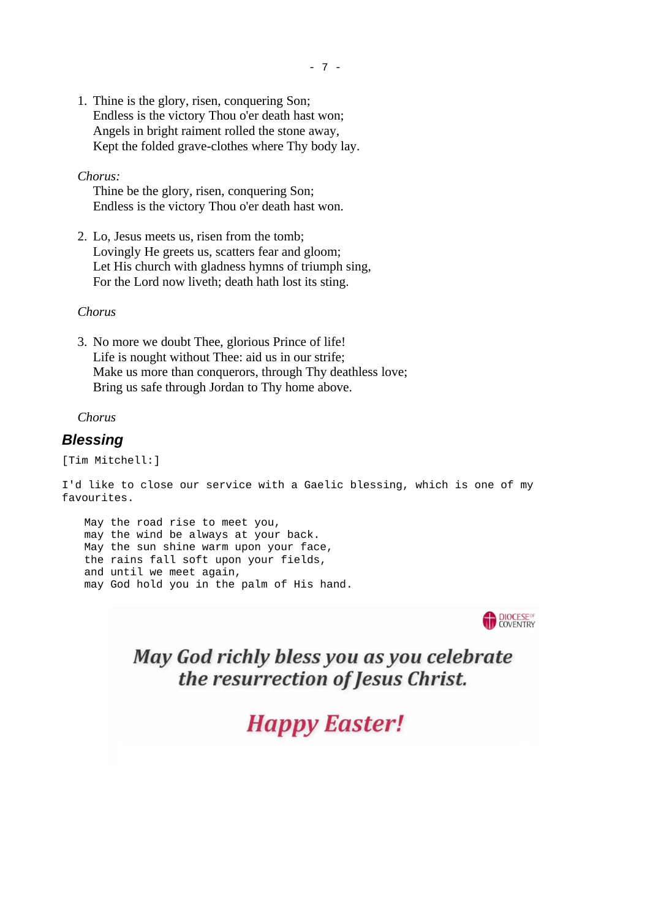1. Thine is the glory, risen, conquering Son;
   Endless is the victory Thou o'er death hast won;
   Angels in bright raiment rolled the stone away,
   Kept the folded grave-clothes where Thy body lay.

*Chorus:*
Thine be the glory, risen, conquering Son;
Endless is the victory Thou o'er death hast won.

2. Lo, Jesus meets us, risen from the tomb;
   Lovingly He greets us, scatters fear and gloom;
   Let His church with gladness hymns of triumph sing,
   For the Lord now liveth; death hath lost its sting.

*Chorus*

3. No more we doubt Thee, glorious Prince of life!
   Life is nought without Thee: aid us in our strife;
   Make us more than conquerors, through Thy deathless love;
   Bring us safe through Jordan to Thy home above.

*Chorus*

## Blessing

```
[Tim Mitchell:]

I'd like to close our service with a Gaelic blessing, which is one of my
favourites.

    May the road rise to meet you,
    may the wind be always at your back.
    May the sun shine warm upon your face,
    the rains fall soft upon your fields,
    and until we meet again,
    may God hold you in the palm of His hand.
```

DIOCESE OF COVENTRY

**May God richly bless you as you celebrate the resurrection of Jesus Christ.**

**Happy Easter!**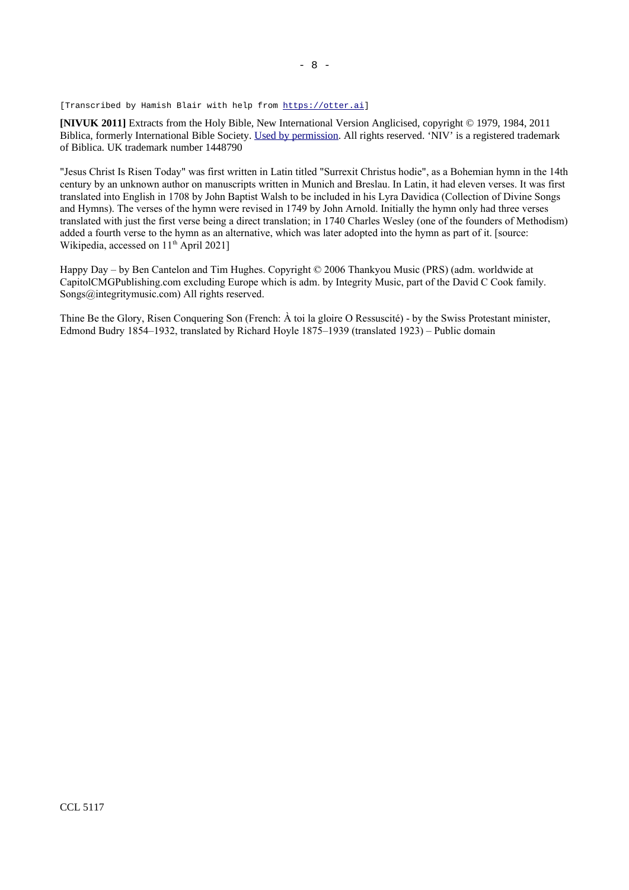[Transcribed by Hamish Blair with help from https://otter.ai]

**[NIVUK 2011]** Extracts from the Holy Bible, New International Version Anglicised, copyright © 1979, 1984, 2011 Biblica, formerly International Bible Society. Used by permission. All rights reserved. 'NIV' is a registered trademark of Biblica. UK trademark number 1448790

"Jesus Christ Is Risen Today" was first written in Latin titled "Surrexit Christus hodie", as a Bohemian hymn in the 14th century by an unknown author on manuscripts written in Munich and Breslau. In Latin, it had eleven verses. It was first translated into English in 1708 by John Baptist Walsh to be included in his Lyra Davidica (Collection of Divine Songs and Hymns). The verses of the hymn were revised in 1749 by John Arnold. Initially the hymn only had three verses translated with just the first verse being a direct translation; in 1740 Charles Wesley (one of the founders of Methodism) added a fourth verse to the hymn as an alternative, which was later adopted into the hymn as part of it. [source: Wikipedia, accessed on 11th April 2021]

Happy Day – by Ben Cantelon and Tim Hughes. Copyright © 2006 Thankyou Music (PRS) (adm. worldwide at CapitolCMGPublishing.com excluding Europe which is adm. by Integrity Music, part of the David C Cook family. Songs@integritymusic.com) All rights reserved.

Thine Be the Glory, Risen Conquering Son (French: À toi la gloire O Ressuscité) - by the Swiss Protestant minister, Edmond Budry 1854–1932, translated by Richard Hoyle 1875–1939 (translated 1923) – Public domain

CCL 5117